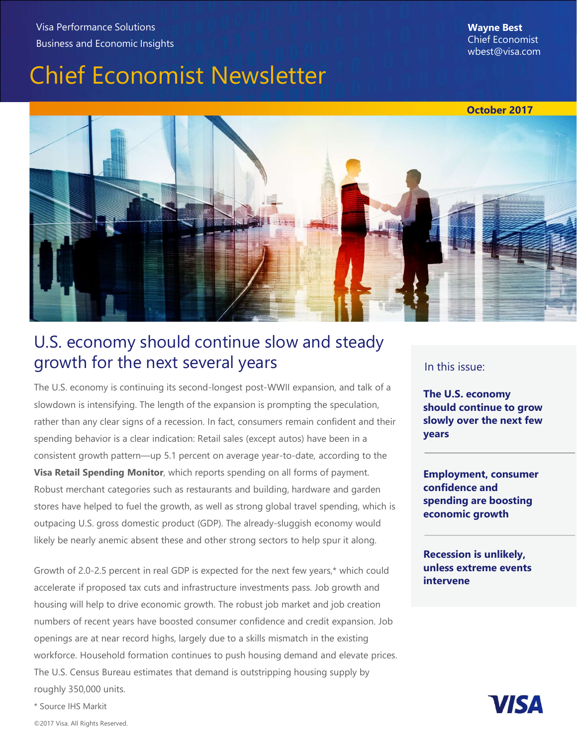Visa Performance Solutions
Business and Economic Insights

**Wayne Best**
Chief Economist
wbest@visa.com

# Chief Economist Newsletter

**October 2017**

## U.S. economy should continue slow and steady growth for the next several years

The U.S. economy is continuing its second-longest post-WWII expansion, and talk of a slowdown is intensifying. The length of the expansion is prompting the speculation, rather than any clear signs of a recession. In fact, consumers remain confident and their spending behavior is a clear indication: Retail sales (except autos) have been in a consistent growth pattern—up 5.1 percent on average year-to-date, according to the **Visa Retail Spending Monitor**, which reports spending on all forms of payment. Robust merchant categories such as restaurants and building, hardware and garden stores have helped to fuel the growth, as well as strong global travel spending, which is outpacing U.S. gross domestic product (GDP). The already-sluggish economy would likely be nearly anemic absent these and other strong sectors to help spur it along.

Growth of 2.0-2.5 percent in real GDP is expected for the next few years,* which could accelerate if proposed tax cuts and infrastructure investments pass. Job growth and housing will help to drive economic growth. The robust job market and job creation numbers of recent years have boosted consumer confidence and credit expansion. Job openings are at near record highs, largely due to a skills mismatch in the existing workforce. Household formation continues to push housing demand and elevate prices. The U.S. Census Bureau estimates that demand is outstripping housing supply by roughly 350,000 units.

\* Source IHS Markit

In this issue:

**The U.S. economy should continue to grow slowly over the next few years**

**Employment, consumer confidence and spending are boosting economic growth**

**Recession is unlikely, unless extreme events intervene**

©2017 Visa. All Rights Reserved.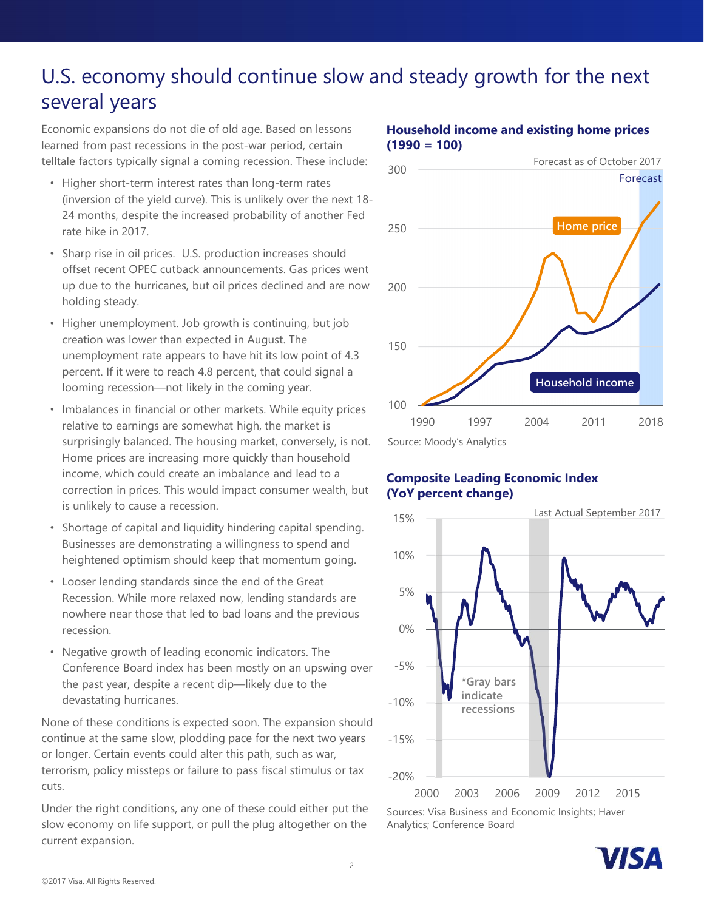# U.S. economy should continue slow and steady growth for the next several years

Economic expansions do not die of old age. Based on lessons learned from past recessions in the post-war period, certain telltale factors typically signal a coming recession. These include:

- Higher short-term interest rates than long-term rates (inversion of the yield curve). This is unlikely over the next 18-24 months, despite the increased probability of another Fed rate hike in 2017.
- Sharp rise in oil prices. U.S. production increases should offset recent OPEC cutback announcements. Gas prices went up due to the hurricanes, but oil prices declined and are now holding steady.
- Higher unemployment. Job growth is continuing, but job creation was lower than expected in August. The unemployment rate appears to have hit its low point of 4.3 percent. If it were to reach 4.8 percent, that could signal a looming recession—not likely in the coming year.
- Imbalances in financial or other markets. While equity prices relative to earnings are somewhat high, the market is surprisingly balanced. The housing market, conversely, is not. Home prices are increasing more quickly than household income, which could create an imbalance and lead to a correction in prices. This would impact consumer wealth, but is unlikely to cause a recession.
- Shortage of capital and liquidity hindering capital spending. Businesses are demonstrating a willingness to spend and heightened optimism should keep that momentum going.
- Looser lending standards since the end of the Great Recession. While more relaxed now, lending standards are nowhere near those that led to bad loans and the previous recession.
- Negative growth of leading economic indicators. The Conference Board index has been mostly on an upswing over the past year, despite a recent dip—likely due to the devastating hurricanes.

None of these conditions is expected soon. The expansion should continue at the same slow, plodding pace for the next two years or longer. Certain events could alter this path, such as war, terrorism, policy missteps or failure to pass fiscal stimulus or tax cuts.

Under the right conditions, any one of these could either put the slow economy on life support, or pull the plug altogether on the current expansion.

**Household income and existing home prices (1990 = 100)**

Forecast as of October 2017

Source: Moody's Analytics

**Composite Leading Economic Index (YoY percent change)**

Last Actual September 2017

*Gray bars indicate recessions

Sources: Visa Business and Economic Insights; Haver Analytics; Conference Board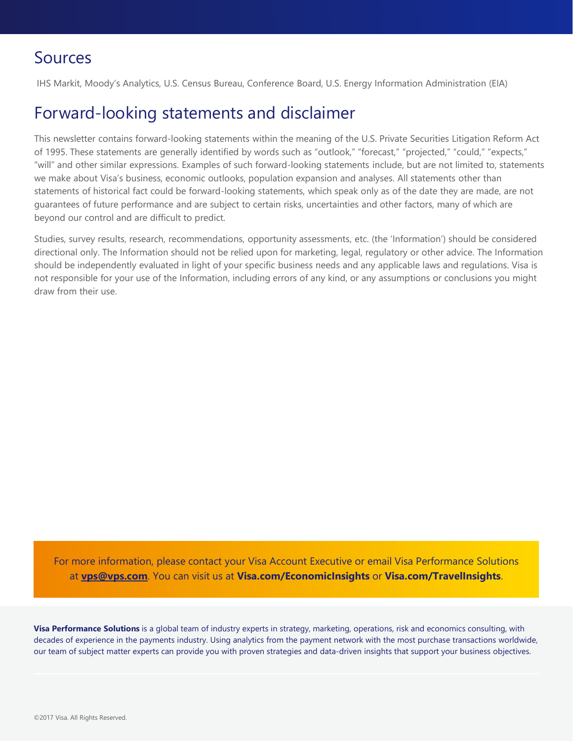## Sources

IHS Markit, Moody's Analytics, U.S. Census Bureau, Conference Board, U.S. Energy Information Administration (EIA)

## Forward-looking statements and disclaimer

This newsletter contains forward-looking statements within the meaning of the U.S. Private Securities Litigation Reform Act of 1995. These statements are generally identified by words such as "outlook," "forecast," "projected," "could," "expects," "will" and other similar expressions. Examples of such forward-looking statements include, but are not limited to, statements we make about Visa's business, economic outlooks, population expansion and analyses. All statements other than statements of historical fact could be forward-looking statements, which speak only as of the date they are made, are not guarantees of future performance and are subject to certain risks, uncertainties and other factors, many of which are beyond our control and are difficult to predict.

Studies, survey results, research, recommendations, opportunity assessments, etc. (the 'Information') should be considered directional only. The Information should not be relied upon for marketing, legal, regulatory or other advice. The Information should be independently evaluated in light of your specific business needs and any applicable laws and regulations. Visa is not responsible for your use of the Information, including errors of any kind, or any assumptions or conclusions you might draw from their use.

For more information, please contact your Visa Account Executive or email Visa Performance Solutions at **vps@vps.com**. You can visit us at **Visa.com/EconomicInsights** or **Visa.com/TravelInsights**.

**Visa Performance Solutions** is a global team of industry experts in strategy, marketing, operations, risk and economics consulting, with decades of experience in the payments industry. Using analytics from the payment network with the most purchase transactions worldwide, our team of subject matter experts can provide you with proven strategies and data-driven insights that support your business objectives.

©2017 Visa. All Rights Reserved.